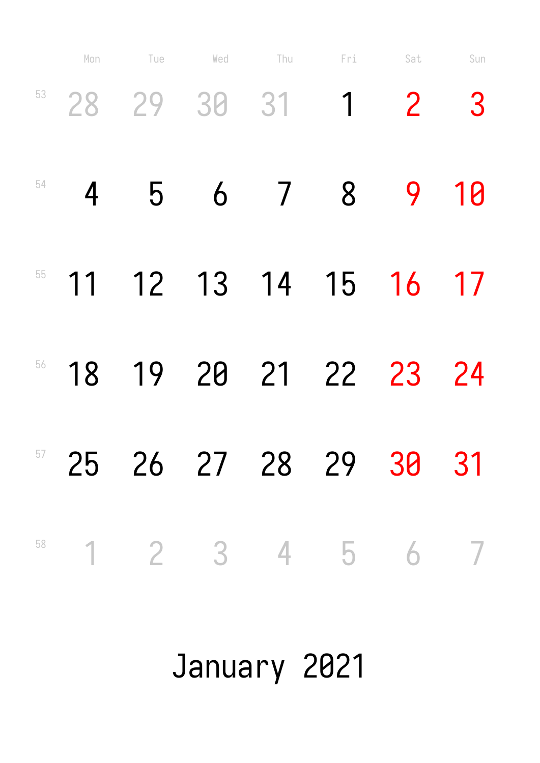|  | Mon | Tue | Wed | Thu | Fri | Sat | Sun |
|---|---|---|---|---|---|---|---|
| 53 | 28 | 29 | 30 | 31 | 1 | 2 | 3 |
| 54 | 4 | 5 | 6 | 7 | 8 | 9 | 10 |
| 55 | 11 | 12 | 13 | 14 | 15 | 16 | 17 |
| 56 | 18 | 19 | 20 | 21 | 22 | 23 | 24 |
| 57 | 25 | 26 | 27 | 28 | 29 | 30 | 31 |
| 58 | 1 | 2 | 3 | 4 | 5 | 6 | 7 |

# January 2021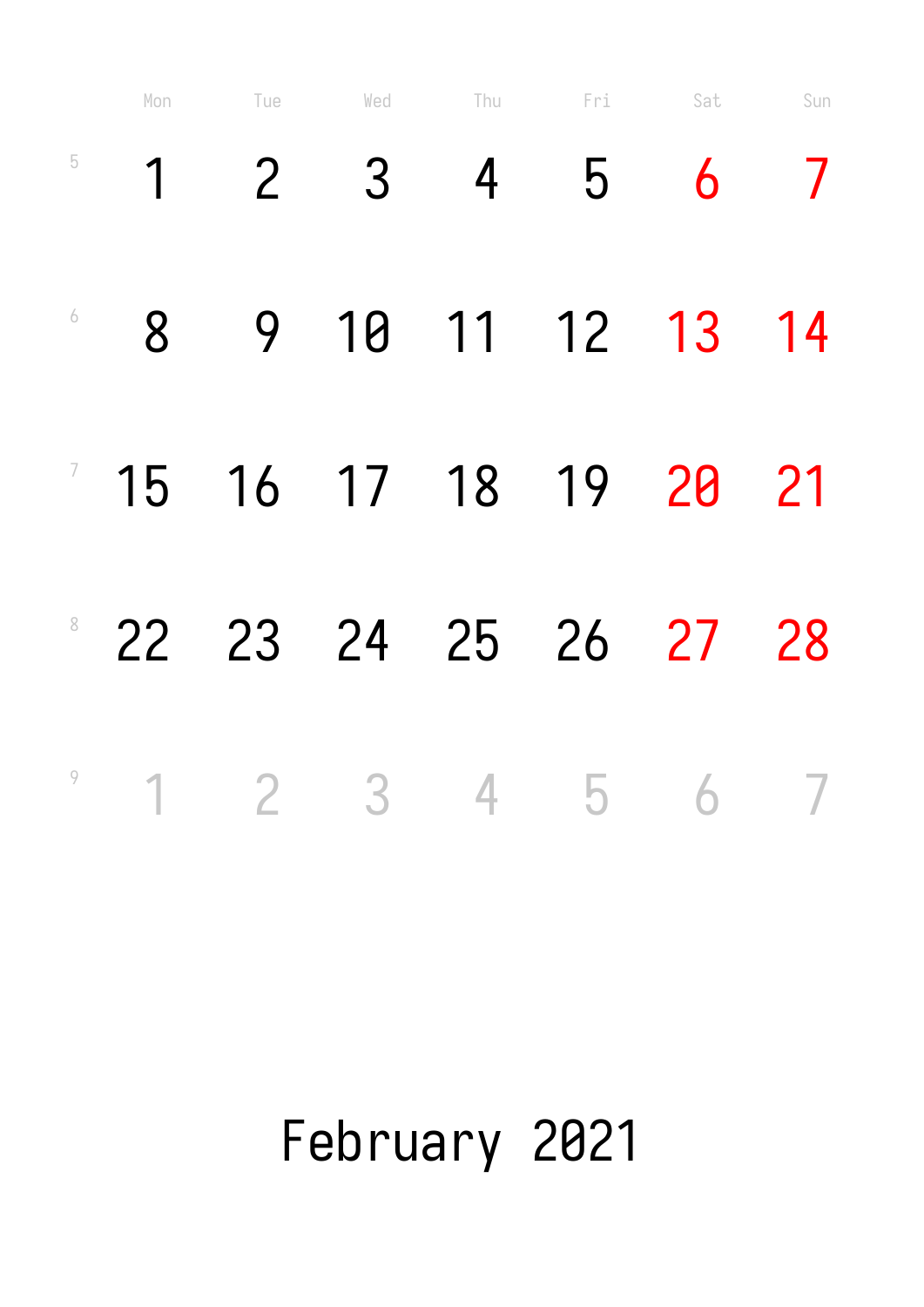|   | Mon | Tue | Wed | Thu | Fri | Sat | Sun |
|---|---|---|---|---|---|---|---|
| 5 | 1 | 2 | 3 | 4 | 5 | 6 | 7 |
| 6 | 8 | 9 | 10 | 11 | 12 | 13 | 14 |
| 7 | 15 | 16 | 17 | 18 | 19 | 20 | 21 |
| 8 | 22 | 23 | 24 | 25 | 26 | 27 | 28 |
| 9 | 1 | 2 | 3 | 4 | 5 | 6 | 7 |

# February 2021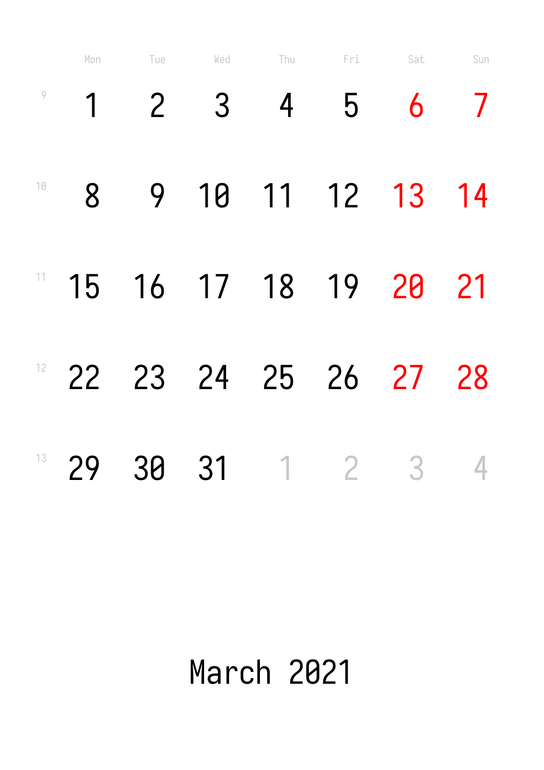| | Mon | Tue | Wed | Thu | Fri | Sat | Sun |
|---|---|---|---|---|---|---|---|
| 9 | 1 | 2 | 3 | 4 | 5 | 6 | 7 |
| 10 | 8 | 9 | 10 | 11 | 12 | 13 | 14 |
| 11 | 15 | 16 | 17 | 18 | 19 | 20 | 21 |
| 12 | 22 | 23 | 24 | 25 | 26 | 27 | 28 |
| 13 | 29 | 30 | 31 | 1 | 2 | 3 | 4 |

# March 2021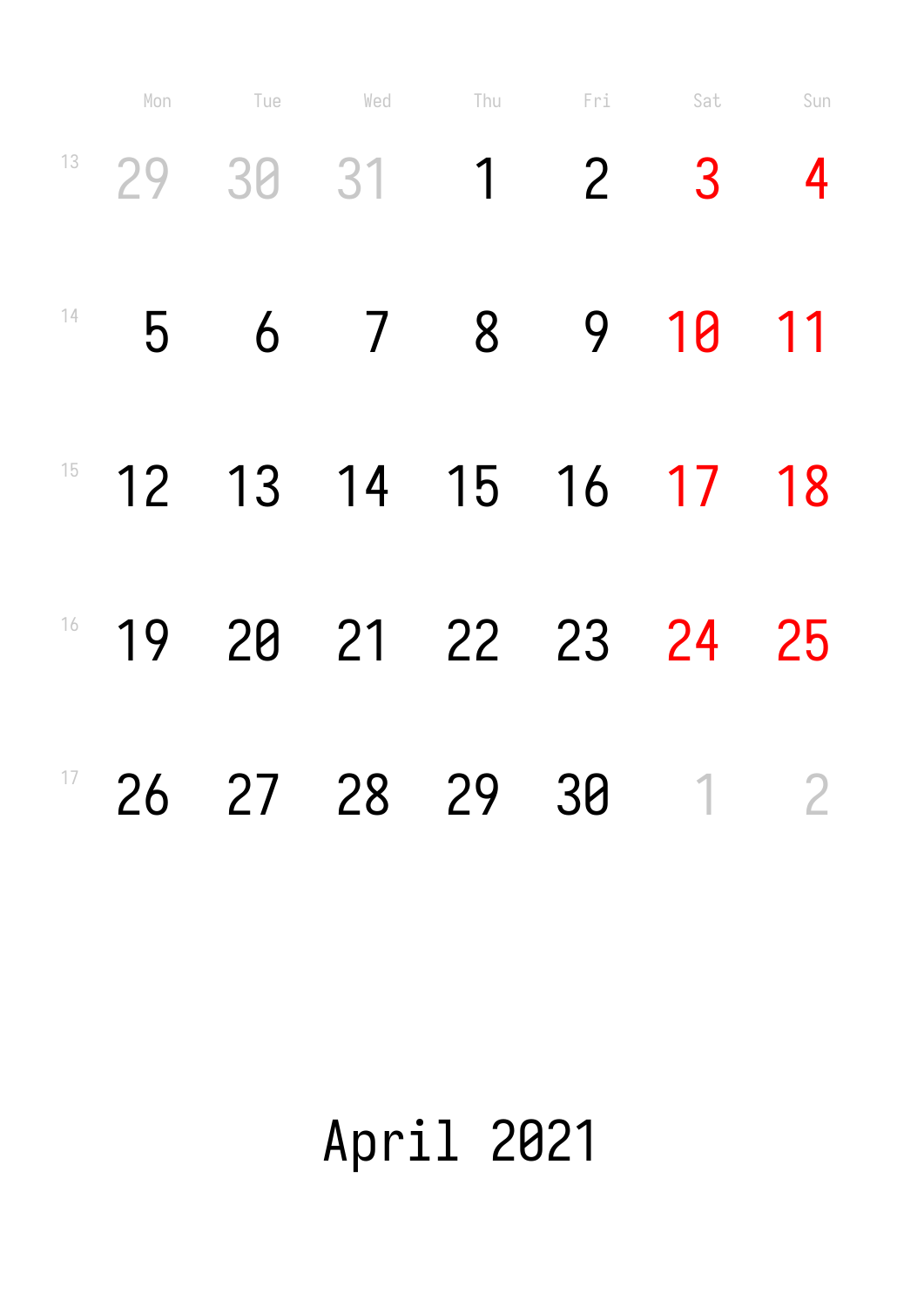| | Mon | Tue | Wed | Thu | Fri | Sat | Sun |
|---|---|---|---|---|---|---|---|
| 13 | 29 | 30 | 31 | 1 | 2 | 3 | 4 |
| 14 | 5 | 6 | 7 | 8 | 9 | 10 | 11 |
| 15 | 12 | 13 | 14 | 15 | 16 | 17 | 18 |
| 16 | 19 | 20 | 21 | 22 | 23 | 24 | 25 |
| 17 | 26 | 27 | 28 | 29 | 30 | 1 | 2 |

# April 2021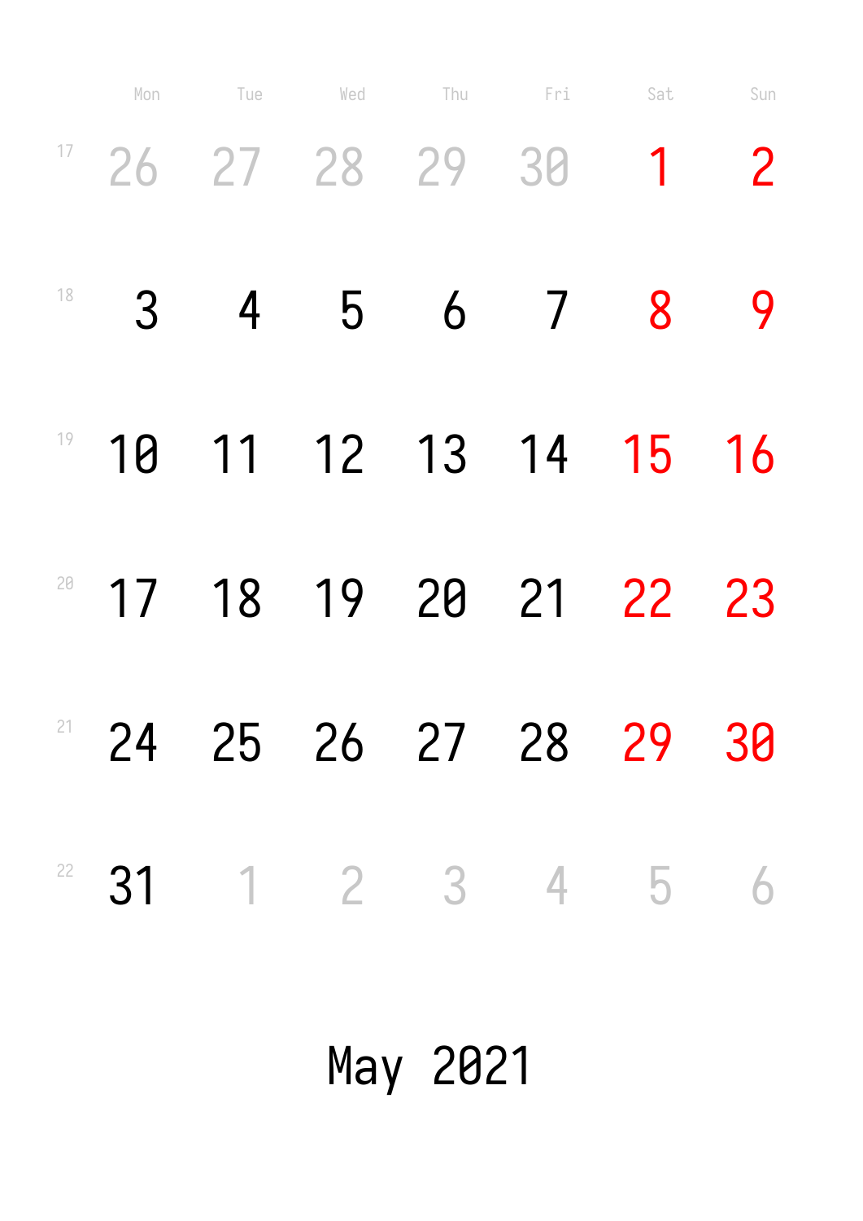| | Mon | Tue | Wed | Thu | Fri | Sat | Sun |
|---|---|---|---|---|---|---|---|
| 17 | 26 | 27 | 28 | 29 | 30 | 1 | 2 |
| 18 | 3 | 4 | 5 | 6 | 7 | 8 | 9 |
| 19 | 10 | 11 | 12 | 13 | 14 | 15 | 16 |
| 20 | 17 | 18 | 19 | 20 | 21 | 22 | 23 |
| 21 | 24 | 25 | 26 | 27 | 28 | 29 | 30 |
| 22 | 31 | 1 | 2 | 3 | 4 | 5 | 6 |

# May 2021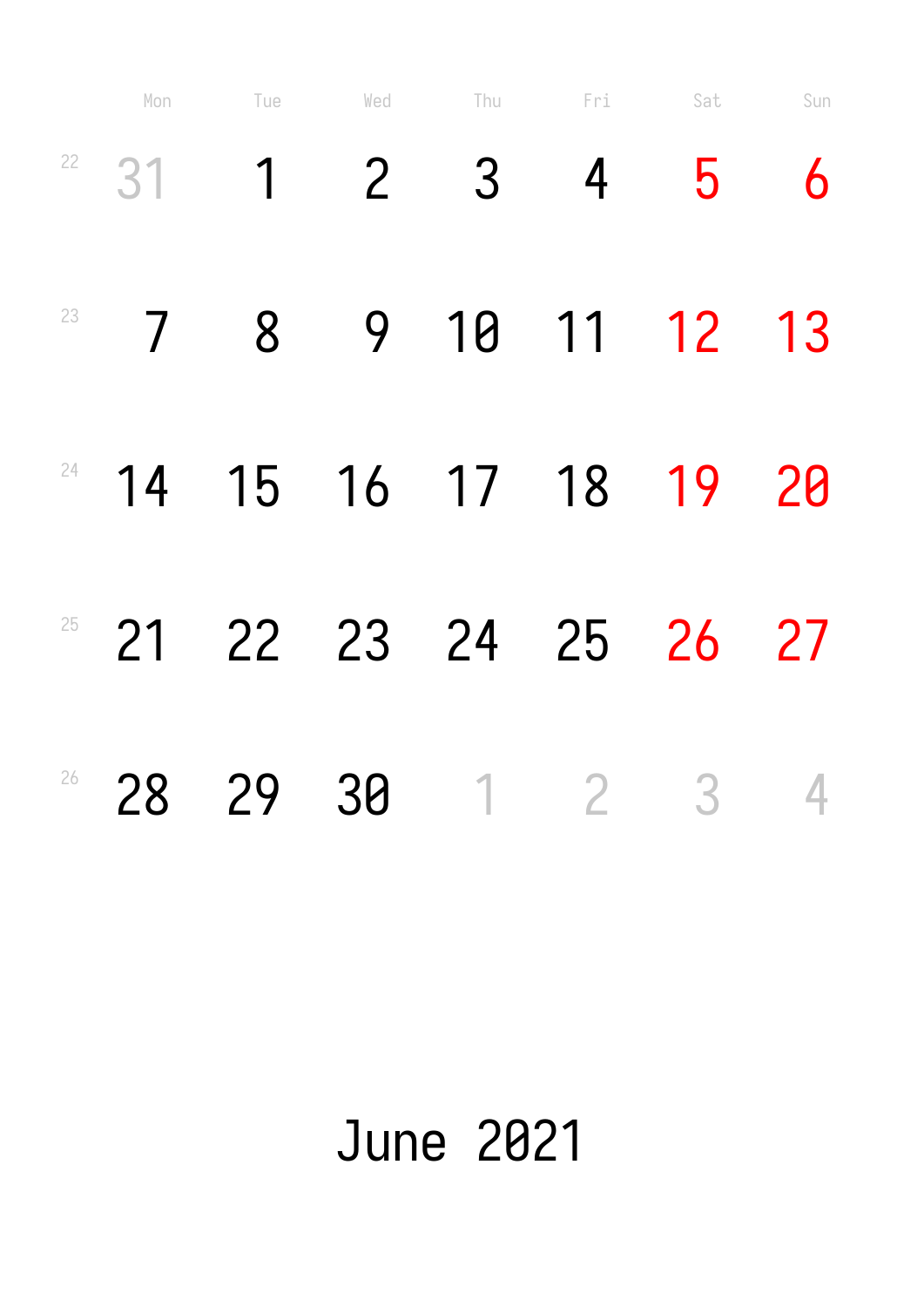| | Mon | Tue | Wed | Thu | Fri | Sat | Sun |
|---|---|---|---|---|---|---|---|
| 22 | 31 | 1 | 2 | 3 | 4 | 5 | 6 |
| 23 | 7 | 8 | 9 | 10 | 11 | 12 | 13 |
| 24 | 14 | 15 | 16 | 17 | 18 | 19 | 20 |
| 25 | 21 | 22 | 23 | 24 | 25 | 26 | 27 |
| 26 | 28 | 29 | 30 | 1 | 2 | 3 | 4 |

# June 2021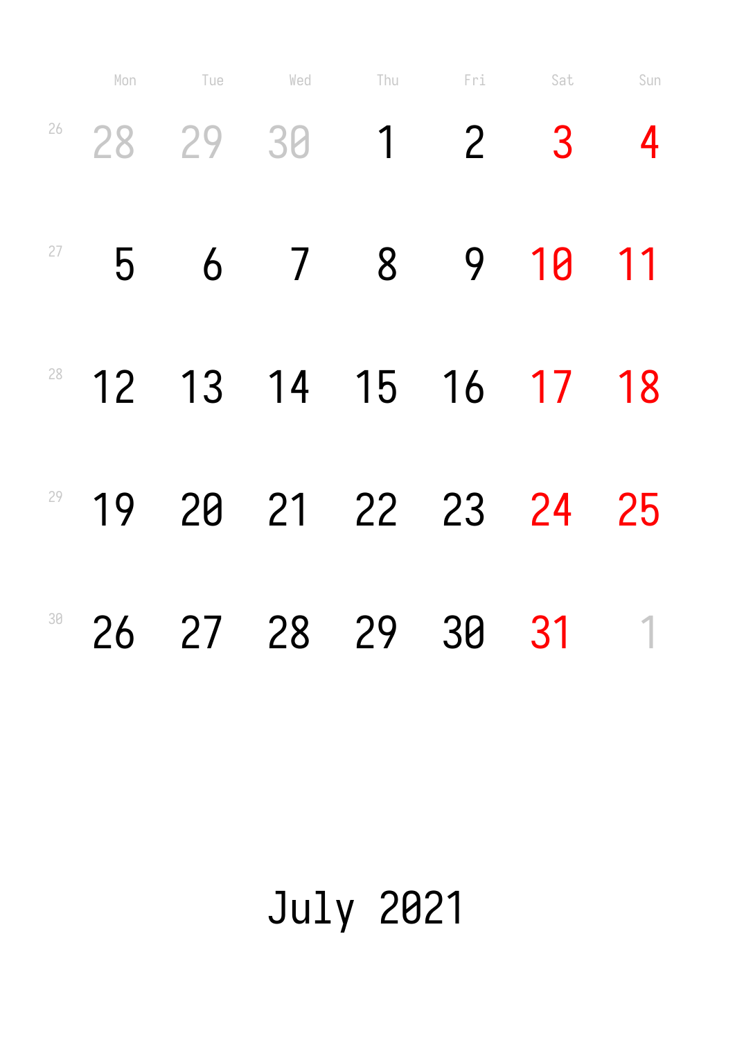|  | Mon | Tue | Wed | Thu | Fri | Sat | Sun |
|---|---|---|---|---|---|---|---|
| 26 | 28 | 29 | 30 | 1 | 2 | 3 | 4 |
| 27 | 5 | 6 | 7 | 8 | 9 | 10 | 11 |
| 28 | 12 | 13 | 14 | 15 | 16 | 17 | 18 |
| 29 | 19 | 20 | 21 | 22 | 23 | 24 | 25 |
| 30 | 26 | 27 | 28 | 29 | 30 | 31 | 1 |

# July 2021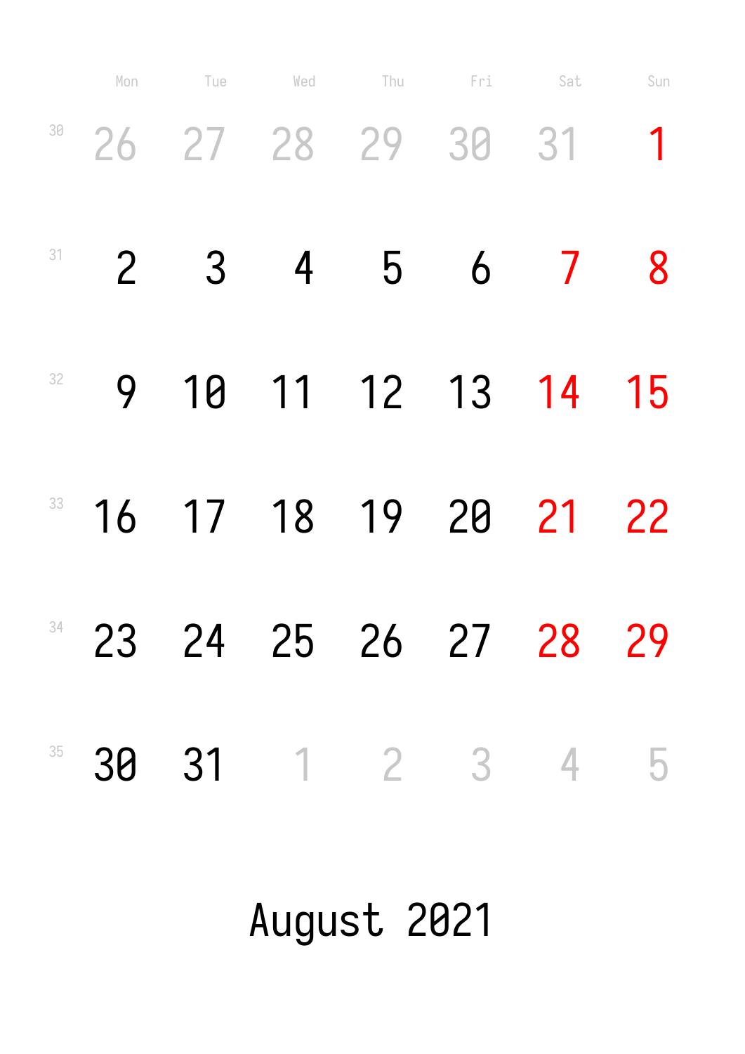|  | Mon | Tue | Wed | Thu | Fri | Sat | Sun |
|---|---|---|---|---|---|---|---|
| 30 | 26 | 27 | 28 | 29 | 30 | 31 | 1 |
| 31 | 2 | 3 | 4 | 5 | 6 | 7 | 8 |
| 32 | 9 | 10 | 11 | 12 | 13 | 14 | 15 |
| 33 | 16 | 17 | 18 | 19 | 20 | 21 | 22 |
| 34 | 23 | 24 | 25 | 26 | 27 | 28 | 29 |
| 35 | 30 | 31 | 1 | 2 | 3 | 4 | 5 |

# August 2021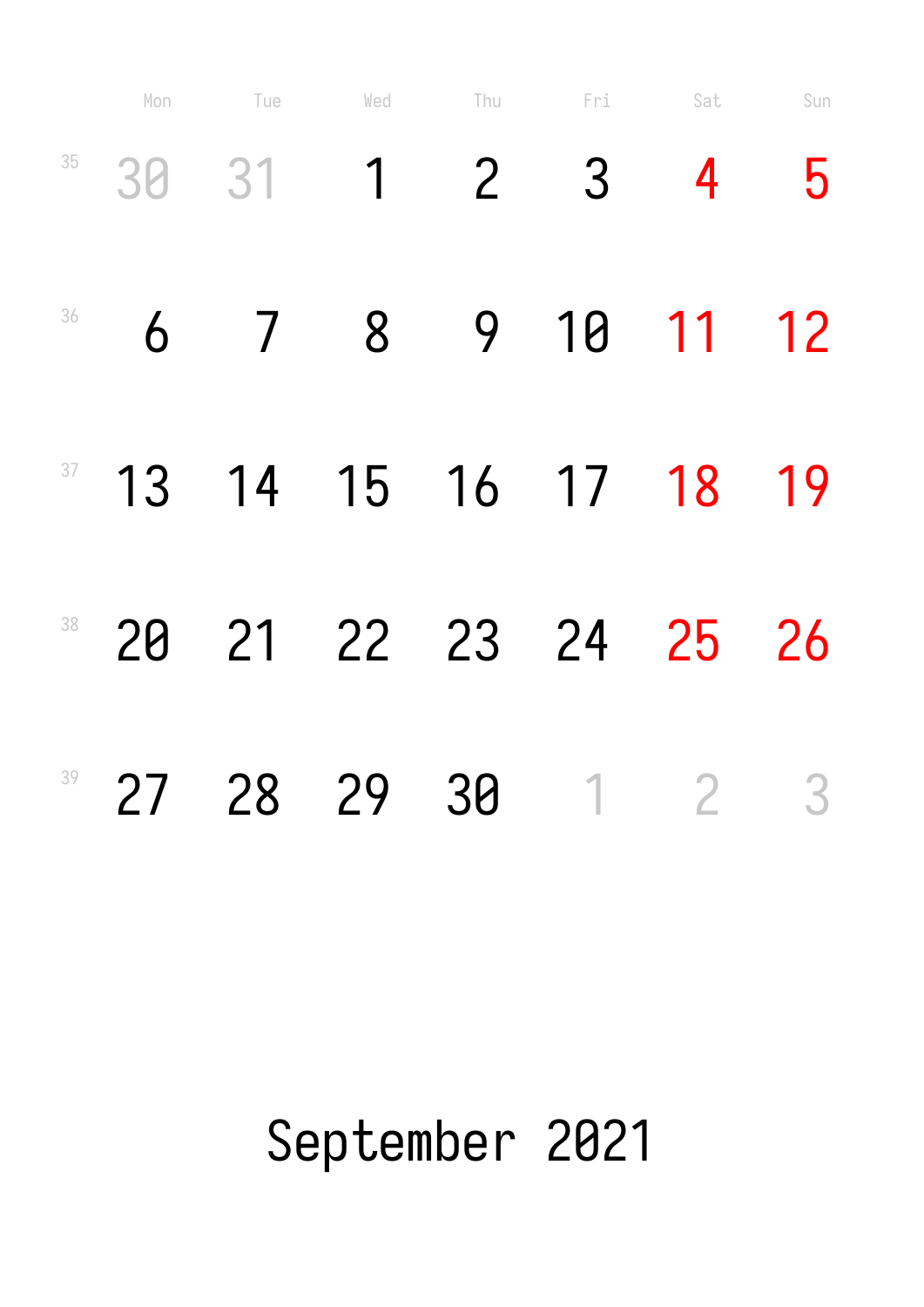| | Mon | Tue | Wed | Thu | Fri | Sat | Sun |
|---|---|---|---|---|---|---|---|
| 35 | 30 | 31 | 1 | 2 | 3 | 4 | 5 |
| 36 | 6 | 7 | 8 | 9 | 10 | 11 | 12 |
| 37 | 13 | 14 | 15 | 16 | 17 | 18 | 19 |
| 38 | 20 | 21 | 22 | 23 | 24 | 25 | 26 |
| 39 | 27 | 28 | 29 | 30 | 1 | 2 | 3 |

# September 2021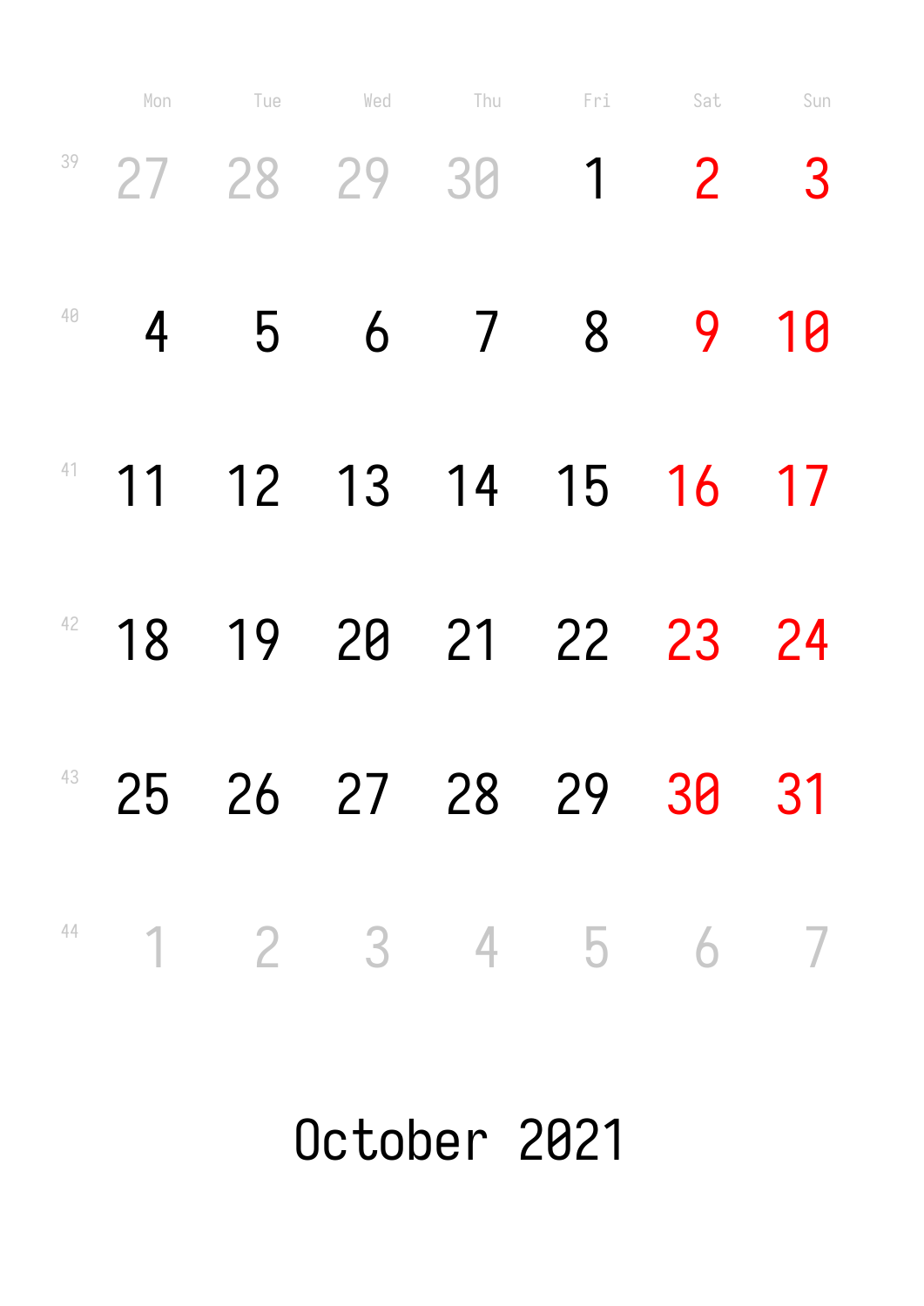| | Mon | Tue | Wed | Thu | Fri | Sat | Sun |
|---|---|---|---|---|---|---|---|
| 39 | 27 | 28 | 29 | 30 | 1 | 2 | 3 |
| 40 | 4 | 5 | 6 | 7 | 8 | 9 | 10 |
| 41 | 11 | 12 | 13 | 14 | 15 | 16 | 17 |
| 42 | 18 | 19 | 20 | 21 | 22 | 23 | 24 |
| 43 | 25 | 26 | 27 | 28 | 29 | 30 | 31 |
| 44 | 1 | 2 | 3 | 4 | 5 | 6 | 7 |

# October 2021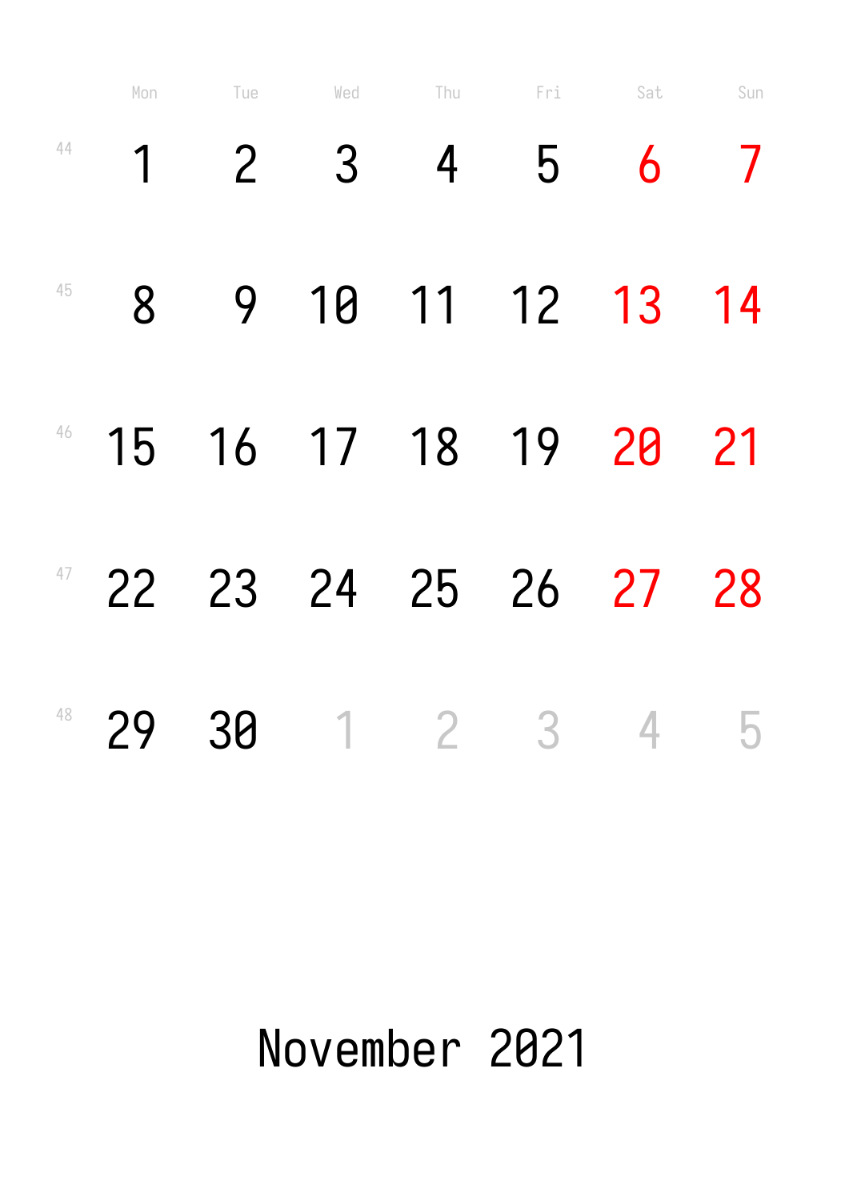| | Mon | Tue | Wed | Thu | Fri | Sat | Sun |
|---|---|---|---|---|---|---|---|
| 44 | 1 | 2 | 3 | 4 | 5 | 6 | 7 |
| 45 | 8 | 9 | 10 | 11 | 12 | 13 | 14 |
| 46 | 15 | 16 | 17 | 18 | 19 | 20 | 21 |
| 47 | 22 | 23 | 24 | 25 | 26 | 27 | 28 |
| 48 | 29 | 30 | 1 | 2 | 3 | 4 | 5 |

# November 2021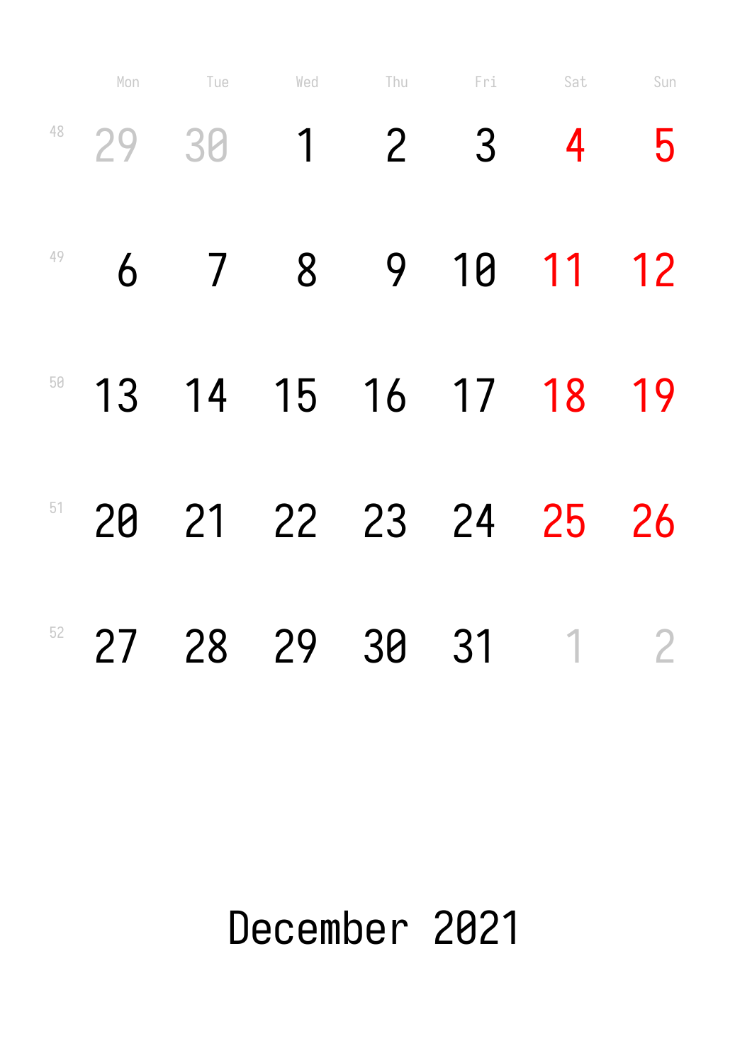| | Mon | Tue | Wed | Thu | Fri | Sat | Sun |
|---|---|---|---|---|---|---|---|
| 48 | 29 | 30 | 1 | 2 | 3 | 4 | 5 |
| 49 | 6 | 7 | 8 | 9 | 10 | 11 | 12 |
| 50 | 13 | 14 | 15 | 16 | 17 | 18 | 19 |
| 51 | 20 | 21 | 22 | 23 | 24 | 25 | 26 |
| 52 | 27 | 28 | 29 | 30 | 31 | 1 | 2 |

# December 2021